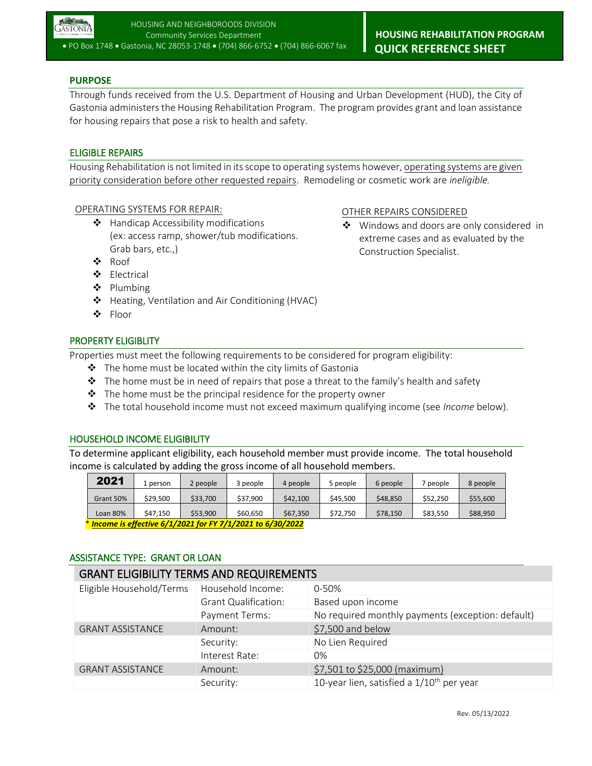HOUSING AND NEIGHBOROODS DIVISION
Community Services Department
• PO Box 1748 • Gastonia, NC 28053-1748 • (704) 866-6752 • (704) 866-6067 fax

# HOUSING REHABILITATION PROGRAM QUICK REFERENCE SHEET

## PURPOSE

Through funds received from the U.S. Department of Housing and Urban Development (HUD), the City of Gastonia administers the Housing Rehabilitation Program. The program provides grant and loan assistance for housing repairs that pose a risk to health and safety.

## ELIGIBLE REPAIRS

Housing Rehabilitation is not limited in its scope to operating systems however, operating systems are given priority consideration before other requested repairs. Remodeling or cosmetic work are *ineligible.*

OPERATING SYSTEMS FOR REPAIR:

- Handicap Accessibility modifications (ex: access ramp, shower/tub modifications. Grab bars, etc.,)
- Roof
- Electrical
- Plumbing
- Heating, Ventilation and Air Conditioning (HVAC)
- Floor

OTHER REPAIRS CONSIDERED

- Windows and doors are only considered in extreme cases and as evaluated by the Construction Specialist.

## PROPERTY ELIGIBLITY

Properties must meet the following requirements to be considered for program eligibility:

- The home must be located within the city limits of Gastonia
- The home must be in need of repairs that pose a threat to the family's health and safety
- The home must be the principal residence for the property owner
- The total household income must not exceed maximum qualifying income (see *Income* below).

## HOUSEHOLD INCOME ELIGIBILITY

To determine applicant eligibility, each household member must provide income. The total household income is calculated by adding the gross income of all household members.

| 2021 | 1 person | 2 people | 3 people | 4 people | 5 people | 6 people | 7 people | 8 people |
|---|---|---|---|---|---|---|---|---|
| Grant 50% | $29,500 | $33,700 | $37,900 | $42,100 | $45,500 | $48,850 | $52,250 | $55,600 |
| Loan 80% | $47,150 | $53,900 | $60,650 | $67,350 | $72,750 | $78,150 | $83,550 | $88,950 |

\* ***Income is effective 6/1/2021 for FY 7/1/2021 to 6/30/2022***

## ASSISTANCE TYPE: GRANT OR LOAN

| GRANT ELIGIBILITY TERMS AND REQUIREMENTS | | |
|---|---|---|
| Eligible Household/Terms | Household Income: | 0-50% |
| | Grant Qualification: | Based upon income |
| | Payment Terms: | No required monthly payments (exception: default) |
| GRANT ASSISTANCE | Amount: | $7,500 and below |
| | Security: | No Lien Required |
| | Interest Rate: | 0% |
| GRANT ASSISTANCE | Amount: | $7,501 to $25,000 (maximum) |
| | Security: | 10-year lien, satisfied a 1/10th per year |

Rev. 05/13/2022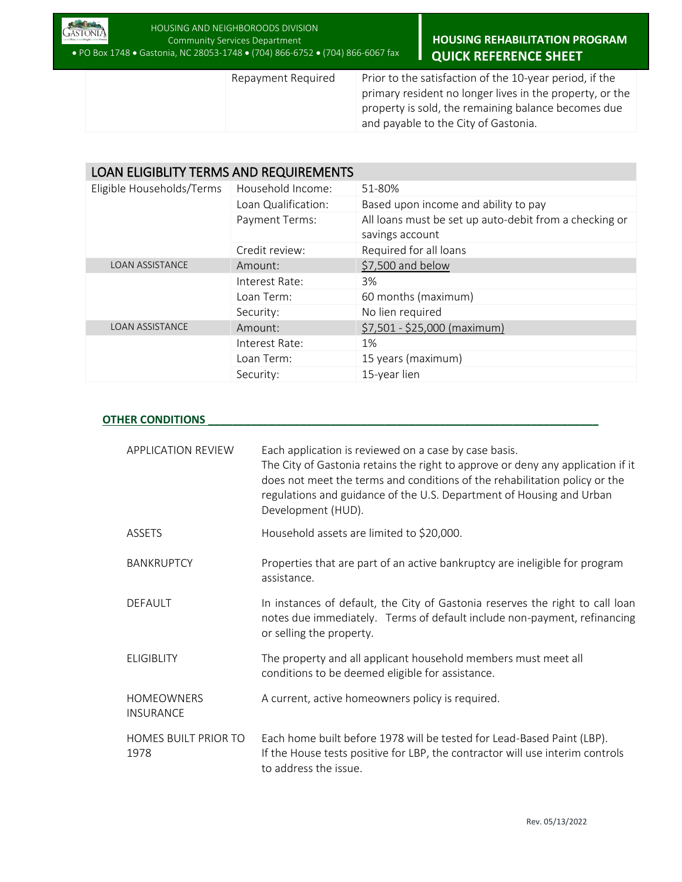| | | |
|---|---|---|
| | Repayment Required | Prior to the satisfaction of the 10-year period, if the primary resident no longer lives in the property, or the property is sold, the remaining balance becomes due and payable to the City of Gastonia. |

| LOAN ELIGIBLITY TERMS AND REQUIREMENTS | | |
|---|---|---|
| Eligible Households/Terms | Household Income: | 51-80% |
| | Loan Qualification: | Based upon income and ability to pay |
| | Payment Terms: | All loans must be set up auto-debit from a checking or savings account |
| | Credit review: | Required for all loans |
| LOAN ASSISTANCE | Amount: | $7,500 and below |
| | Interest Rate: | 3% |
| | Loan Term: | 60 months (maximum) |
| | Security: | No lien required |
| LOAN ASSISTANCE | Amount: | $7,501 - $25,000 (maximum) |
| | Interest Rate: | 1% |
| | Loan Term: | 15 years (maximum) |
| | Security: | 15-year lien |

## OTHER CONDITIONS

| | |
|---|---|
| APPLICATION REVIEW | Each application is reviewed on a case by case basis. The City of Gastonia retains the right to approve or deny any application if it does not meet the terms and conditions of the rehabilitation policy or the regulations and guidance of the U.S. Department of Housing and Urban Development (HUD). |
| ASSETS | Household assets are limited to $20,000. |
| BANKRUPTCY | Properties that are part of an active bankruptcy are ineligible for program assistance. |
| DEFAULT | In instances of default, the City of Gastonia reserves the right to call loan notes due immediately. Terms of default include non-payment, refinancing or selling the property. |
| ELIGIBLITY | The property and all applicant household members must meet all conditions to be deemed eligible for assistance. |
| HOMEOWNERS INSURANCE | A current, active homeowners policy is required. |
| HOMES BUILT PRIOR TO 1978 | Each home built before 1978 will be tested for Lead-Based Paint (LBP). If the House tests positive for LBP, the contractor will use interim controls to address the issue. |

Rev. 05/13/2022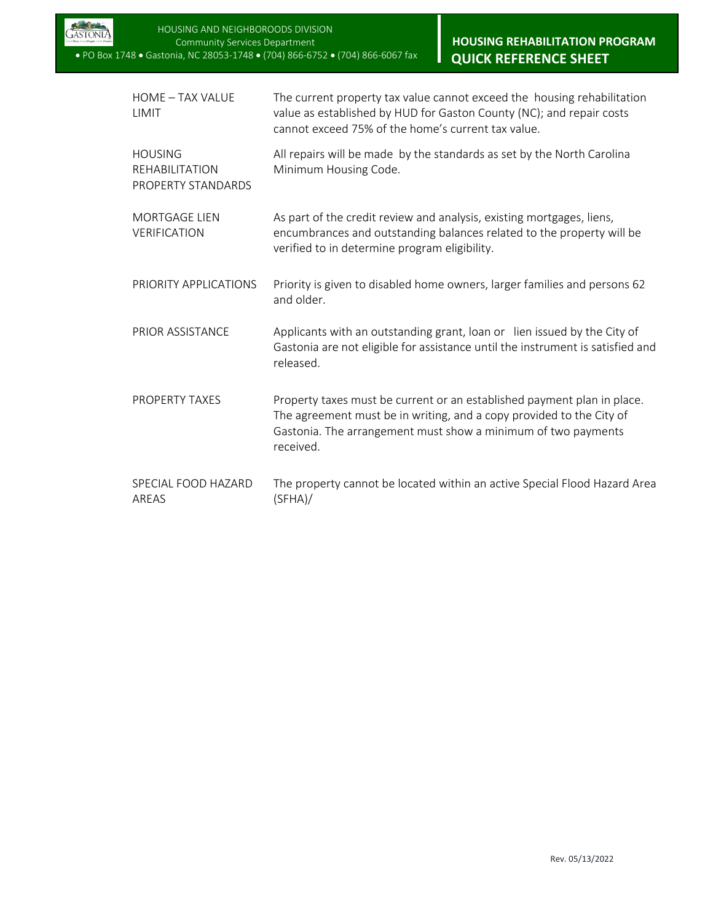HOUSING AND NEIGHBOROODS DIVISION
Community Services Department
• PO Box 1748 • Gastonia, NC 28053-1748 • (704) 866-6752 • (704) 866-6067 fax

**HOUSING REHABILITATION PROGRAM QUICK REFERENCE SHEET**

| | |
|---|---|
| HOME – TAX VALUE LIMIT | The current property tax value cannot exceed the housing rehabilitation value as established by HUD for Gaston County (NC); and repair costs cannot exceed 75% of the home's current tax value. |
| HOUSING REHABILITATION PROPERTY STANDARDS | All repairs will be made by the standards as set by the North Carolina Minimum Housing Code. |
| MORTGAGE LIEN VERIFICATION | As part of the credit review and analysis, existing mortgages, liens, encumbrances and outstanding balances related to the property will be verified to in determine program eligibility. |
| PRIORITY APPLICATIONS | Priority is given to disabled home owners, larger families and persons 62 and older. |
| PRIOR ASSISTANCE | Applicants with an outstanding grant, loan or lien issued by the City of Gastonia are not eligible for assistance until the instrument is satisfied and released. |
| PROPERTY TAXES | Property taxes must be current or an established payment plan in place. The agreement must be in writing, and a copy provided to the City of Gastonia. The arrangement must show a minimum of two payments received. |
| SPECIAL FOOD HAZARD AREAS | The property cannot be located within an active Special Flood Hazard Area (SFHA)/ |

Rev. 05/13/2022